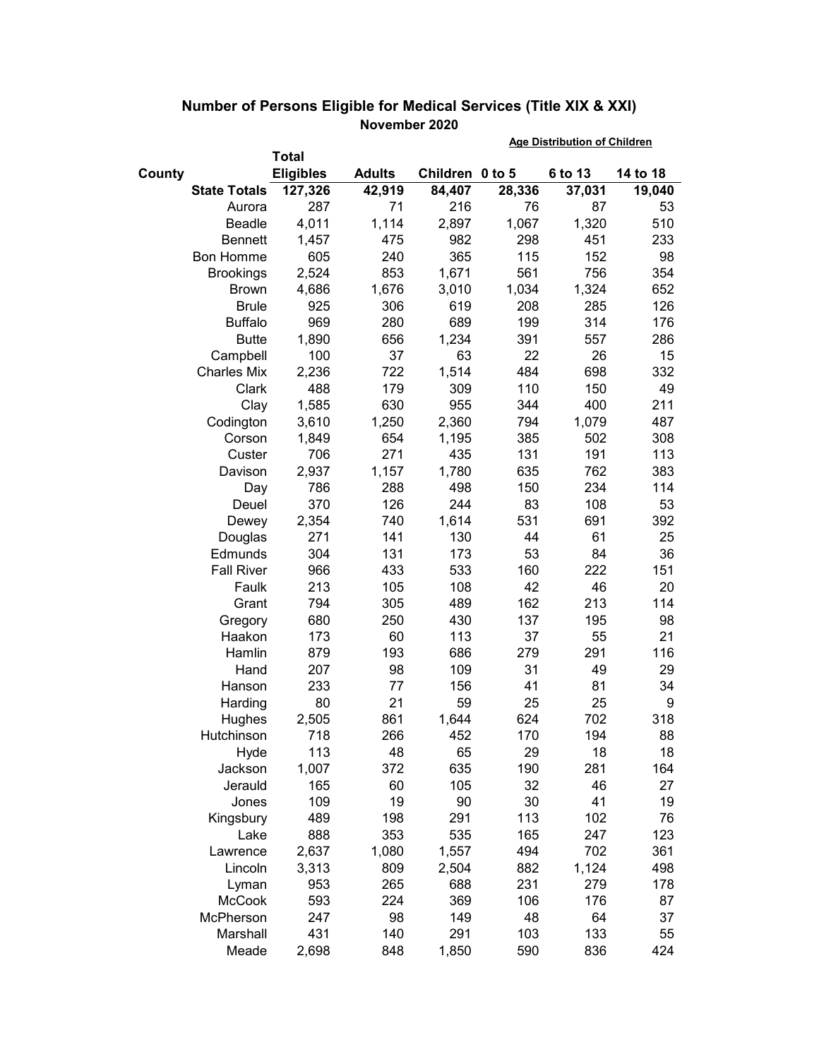## Number of Persons Eligible for Medical Services (Title XIX & XXI)

**November 2020**

| County | Total Eligibles | Adults | Children | Age Distribution of Children 0 to 5 | 6 to 13 | 14 to 18 |
|---|---|---|---|---|---|---|
| **State Totals** | **127,326** | **42,919** | **84,407** | **28,336** | **37,031** | **19,040** |
| Aurora | 287 | 71 | 216 | 76 | 87 | 53 |
| Beadle | 4,011 | 1,114 | 2,897 | 1,067 | 1,320 | 510 |
| Bennett | 1,457 | 475 | 982 | 298 | 451 | 233 |
| Bon Homme | 605 | 240 | 365 | 115 | 152 | 98 |
| Brookings | 2,524 | 853 | 1,671 | 561 | 756 | 354 |
| Brown | 4,686 | 1,676 | 3,010 | 1,034 | 1,324 | 652 |
| Brule | 925 | 306 | 619 | 208 | 285 | 126 |
| Buffalo | 969 | 280 | 689 | 199 | 314 | 176 |
| Butte | 1,890 | 656 | 1,234 | 391 | 557 | 286 |
| Campbell | 100 | 37 | 63 | 22 | 26 | 15 |
| Charles Mix | 2,236 | 722 | 1,514 | 484 | 698 | 332 |
| Clark | 488 | 179 | 309 | 110 | 150 | 49 |
| Clay | 1,585 | 630 | 955 | 344 | 400 | 211 |
| Codington | 3,610 | 1,250 | 2,360 | 794 | 1,079 | 487 |
| Corson | 1,849 | 654 | 1,195 | 385 | 502 | 308 |
| Custer | 706 | 271 | 435 | 131 | 191 | 113 |
| Davison | 2,937 | 1,157 | 1,780 | 635 | 762 | 383 |
| Day | 786 | 288 | 498 | 150 | 234 | 114 |
| Deuel | 370 | 126 | 244 | 83 | 108 | 53 |
| Dewey | 2,354 | 740 | 1,614 | 531 | 691 | 392 |
| Douglas | 271 | 141 | 130 | 44 | 61 | 25 |
| Edmunds | 304 | 131 | 173 | 53 | 84 | 36 |
| Fall River | 966 | 433 | 533 | 160 | 222 | 151 |
| Faulk | 213 | 105 | 108 | 42 | 46 | 20 |
| Grant | 794 | 305 | 489 | 162 | 213 | 114 |
| Gregory | 680 | 250 | 430 | 137 | 195 | 98 |
| Haakon | 173 | 60 | 113 | 37 | 55 | 21 |
| Hamlin | 879 | 193 | 686 | 279 | 291 | 116 |
| Hand | 207 | 98 | 109 | 31 | 49 | 29 |
| Hanson | 233 | 77 | 156 | 41 | 81 | 34 |
| Harding | 80 | 21 | 59 | 25 | 25 | 9 |
| Hughes | 2,505 | 861 | 1,644 | 624 | 702 | 318 |
| Hutchinson | 718 | 266 | 452 | 170 | 194 | 88 |
| Hyde | 113 | 48 | 65 | 29 | 18 | 18 |
| Jackson | 1,007 | 372 | 635 | 190 | 281 | 164 |
| Jerauld | 165 | 60 | 105 | 32 | 46 | 27 |
| Jones | 109 | 19 | 90 | 30 | 41 | 19 |
| Kingsbury | 489 | 198 | 291 | 113 | 102 | 76 |
| Lake | 888 | 353 | 535 | 165 | 247 | 123 |
| Lawrence | 2,637 | 1,080 | 1,557 | 494 | 702 | 361 |
| Lincoln | 3,313 | 809 | 2,504 | 882 | 1,124 | 498 |
| Lyman | 953 | 265 | 688 | 231 | 279 | 178 |
| McCook | 593 | 224 | 369 | 106 | 176 | 87 |
| McPherson | 247 | 98 | 149 | 48 | 64 | 37 |
| Marshall | 431 | 140 | 291 | 103 | 133 | 55 |
| Meade | 2,698 | 848 | 1,850 | 590 | 836 | 424 |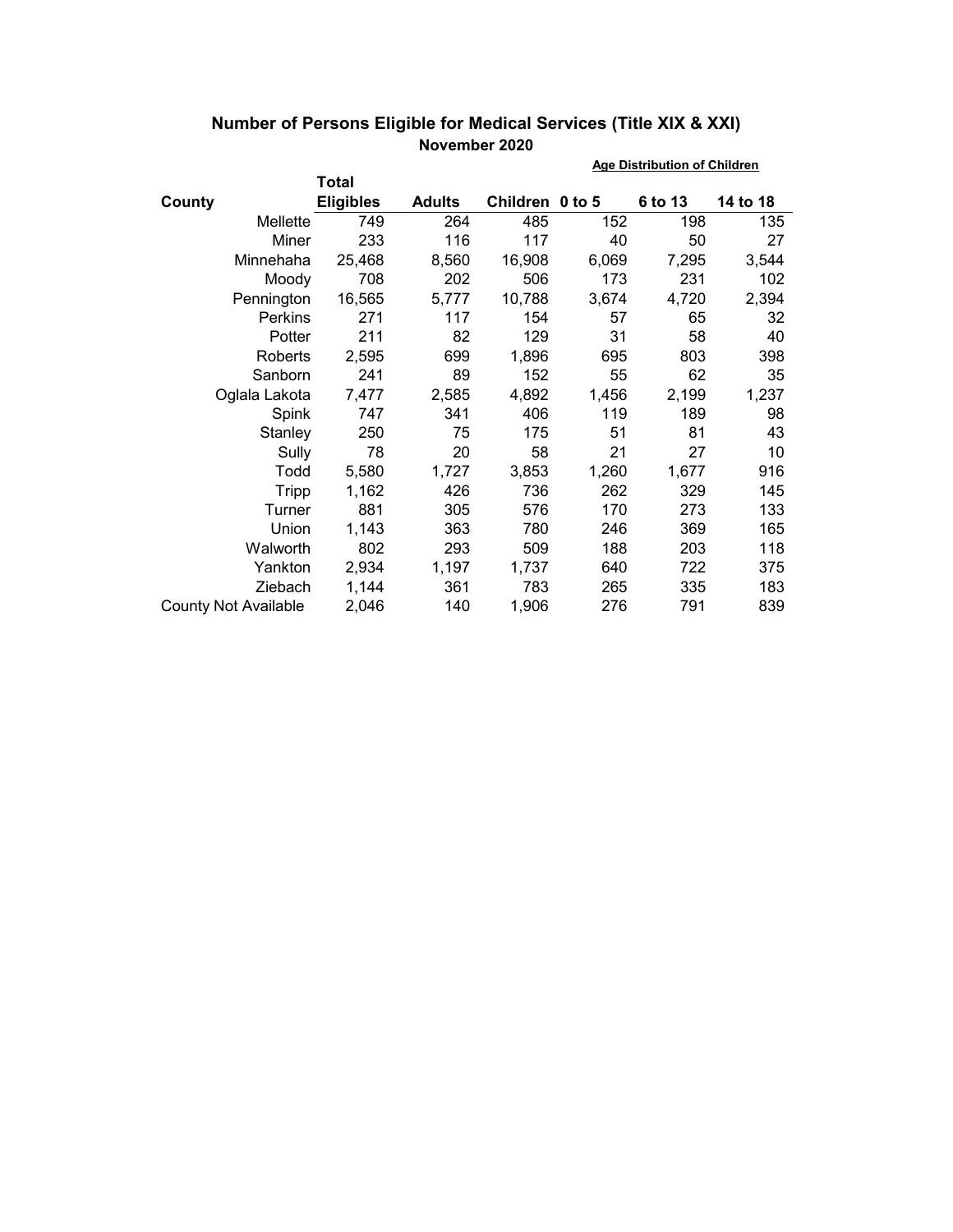**Number of Persons Eligible for Medical Services (Title XIX & XXI)**

**November 2020**

| | | | | Age Distribution of Children | | |
|---|---|---|---|---|---|---|
| **County** | **Total Eligibles** | **Adults** | **Children** | **0 to 5** | **6 to 13** | **14 to 18** |
| Mellette | 749 | 264 | 485 | 152 | 198 | 135 |
| Miner | 233 | 116 | 117 | 40 | 50 | 27 |
| Minnehaha | 25,468 | 8,560 | 16,908 | 6,069 | 7,295 | 3,544 |
| Moody | 708 | 202 | 506 | 173 | 231 | 102 |
| Pennington | 16,565 | 5,777 | 10,788 | 3,674 | 4,720 | 2,394 |
| Perkins | 271 | 117 | 154 | 57 | 65 | 32 |
| Potter | 211 | 82 | 129 | 31 | 58 | 40 |
| Roberts | 2,595 | 699 | 1,896 | 695 | 803 | 398 |
| Sanborn | 241 | 89 | 152 | 55 | 62 | 35 |
| Oglala Lakota | 7,477 | 2,585 | 4,892 | 1,456 | 2,199 | 1,237 |
| Spink | 747 | 341 | 406 | 119 | 189 | 98 |
| Stanley | 250 | 75 | 175 | 51 | 81 | 43 |
| Sully | 78 | 20 | 58 | 21 | 27 | 10 |
| Todd | 5,580 | 1,727 | 3,853 | 1,260 | 1,677 | 916 |
| Tripp | 1,162 | 426 | 736 | 262 | 329 | 145 |
| Turner | 881 | 305 | 576 | 170 | 273 | 133 |
| Union | 1,143 | 363 | 780 | 246 | 369 | 165 |
| Walworth | 802 | 293 | 509 | 188 | 203 | 118 |
| Yankton | 2,934 | 1,197 | 1,737 | 640 | 722 | 375 |
| Ziebach | 1,144 | 361 | 783 | 265 | 335 | 183 |
| County Not Available | 2,046 | 140 | 1,906 | 276 | 791 | 839 |